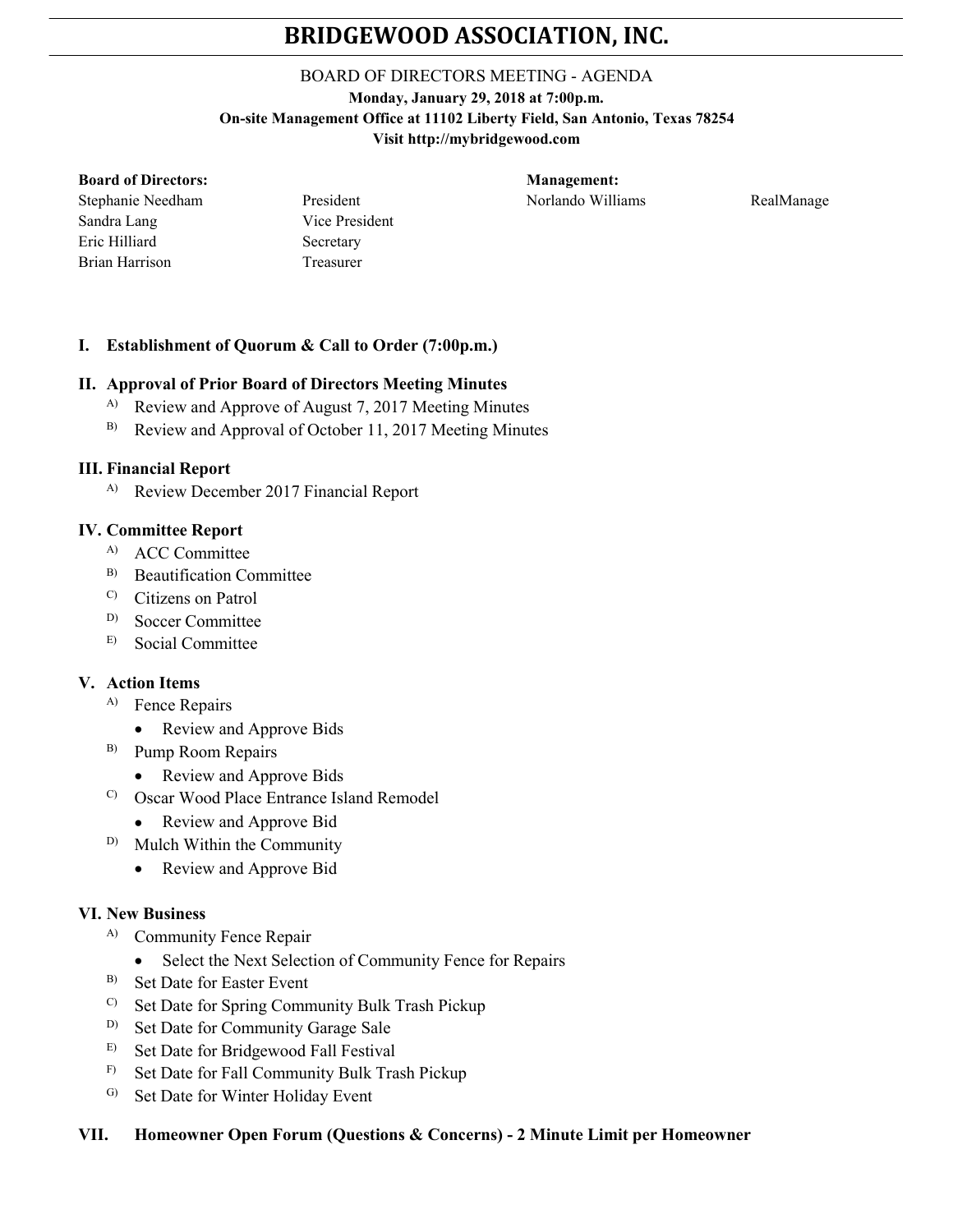# BRIDGEWOOD ASSOCIATION, INC.

BOARD OF DIRECTORS MEETING - AGENDA

**Monday, January 29, 2018 at 7:00p.m.**

**On-site Management Office at 11102 Liberty Field, San Antonio, Texas 78254**

**Visit http://mybridgewood.com**

**Board of Directors:**

| | |
|---|---|
| Stephanie Needham | President |
| Sandra Lang | Vice President |
| Eric Hilliard | Secretary |
| Brian Harrison | Treasurer |

**Management:**

| | |
|---|---|
| Norlando Williams | RealManage |

**I. Establishment of Quorum & Call to Order (7:00p.m.)**

**II. Approval of Prior Board of Directors Meeting Minutes**

A) Review and Approve of August 7, 2017 Meeting Minutes

B) Review and Approval of October 11, 2017 Meeting Minutes

**III. Financial Report**

A) Review December 2017 Financial Report

**IV. Committee Report**

A) ACC Committee

B) Beautification Committee

C) Citizens on Patrol

D) Soccer Committee

E) Social Committee

**V. Action Items**

A) Fence Repairs
- Review and Approve Bids

B) Pump Room Repairs
- Review and Approve Bids

C) Oscar Wood Place Entrance Island Remodel
- Review and Approve Bid

D) Mulch Within the Community
- Review and Approve Bid

**VI. New Business**

A) Community Fence Repair
- Select the Next Selection of Community Fence for Repairs

B) Set Date for Easter Event

C) Set Date for Spring Community Bulk Trash Pickup

D) Set Date for Community Garage Sale

E) Set Date for Bridgewood Fall Festival

F) Set Date for Fall Community Bulk Trash Pickup

G) Set Date for Winter Holiday Event

**VII. Homeowner Open Forum (Questions & Concerns) - 2 Minute Limit per Homeowner**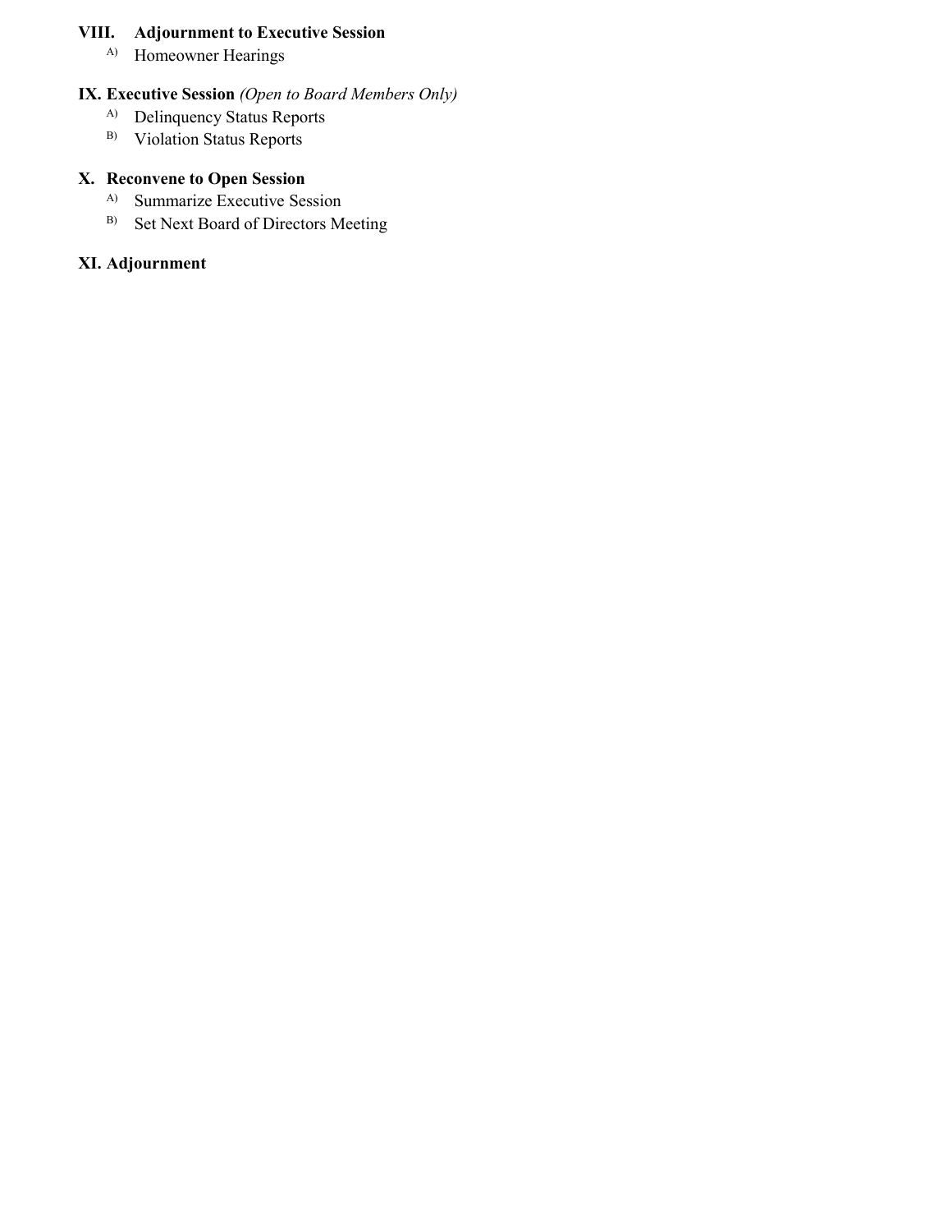**VIII. Adjournment to Executive Session**

A) Homeowner Hearings

**IX. Executive Session** *(Open to Board Members Only)*

A) Delinquency Status Reports

B) Violation Status Reports

**X. Reconvene to Open Session**

A) Summarize Executive Session

B) Set Next Board of Directors Meeting

**XI. Adjournment**